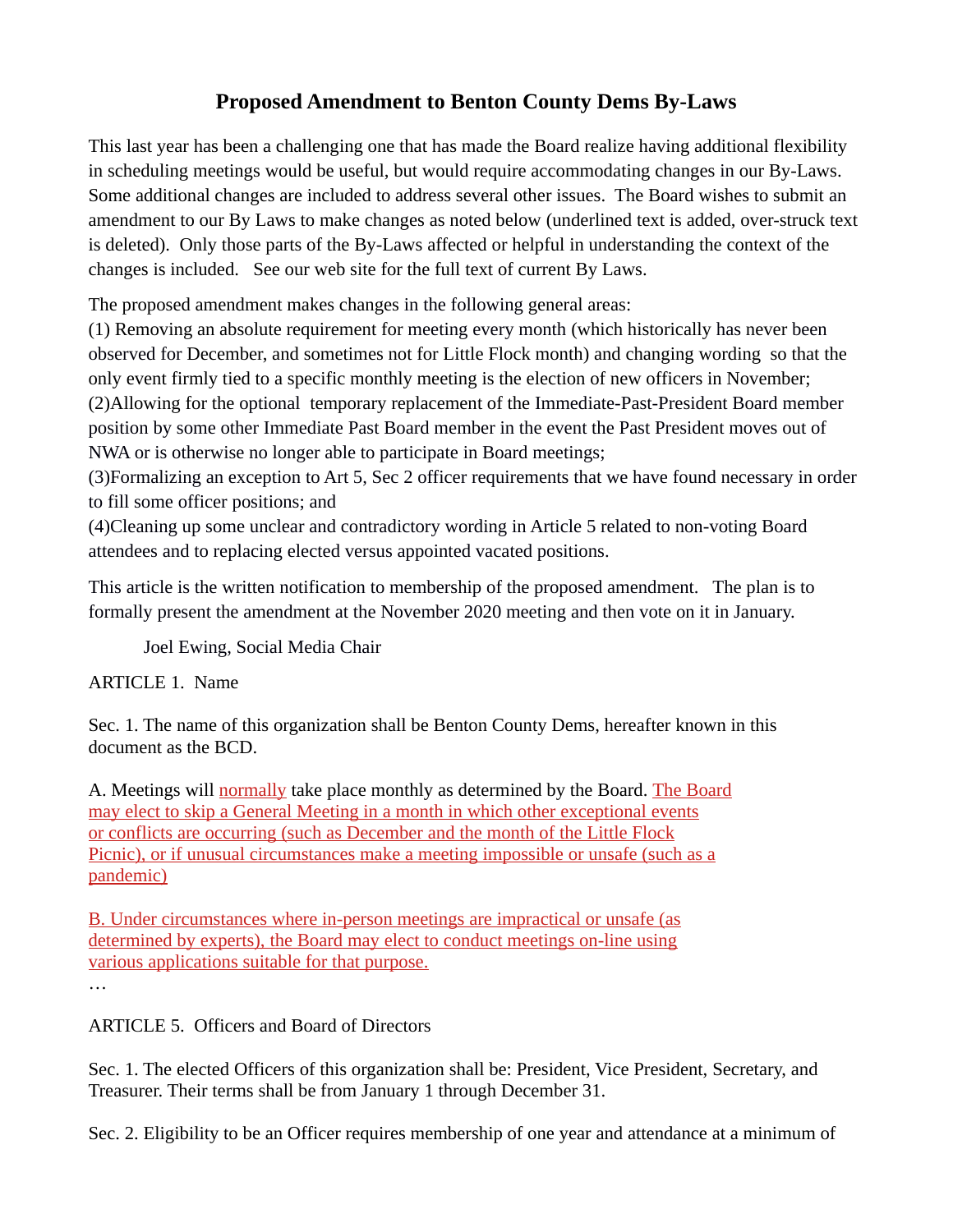# Proposed Amendment to Benton County Dems By-Laws

This last year has been a challenging one that has made the Board realize having additional flexibility in scheduling meetings would be useful, but would require accommodating changes in our By-Laws. Some additional changes are included to address several other issues. The Board wishes to submit an amendment to our By Laws to make changes as noted below (underlined text is added, over-struck text is deleted). Only those parts of the By-Laws affected or helpful in understanding the context of the changes is included. See our web site for the full text of current By Laws.

The proposed amendment makes changes in the following general areas:
(1) Removing an absolute requirement for meeting every month (which historically has never been observed for December, and sometimes not for Little Flock month) and changing wording so that the only event firmly tied to a specific monthly meeting is the election of new officers in November;
(2)Allowing for the optional temporary replacement of the Immediate-Past-President Board member position by some other Immediate Past Board member in the event the Past President moves out of NWA or is otherwise no longer able to participate in Board meetings;
(3)Formalizing an exception to Art 5, Sec 2 officer requirements that we have found necessary in order to fill some officer positions; and
(4)Cleaning up some unclear and contradictory wording in Article 5 related to non-voting Board attendees and to replacing elected versus appointed vacated positions.

This article is the written notification to membership of the proposed amendment. The plan is to formally present the amendment at the November 2020 meeting and then vote on it in January.

Joel Ewing, Social Media Chair

ARTICLE 1. Name

Sec. 1. The name of this organization shall be Benton County Dems, hereafter known in this document as the BCD.

A. Meetings will <u>normally</u> take place monthly as determined by the Board. <u>The Board may elect to skip a General Meeting in a month in which other exceptional events or conflicts are occurring (such as December and the month of the Little Flock Picnic), or if unusual circumstances make a meeting impossible or unsafe (such as a pandemic)</u>

<u>B. Under circumstances where in-person meetings are impractical or unsafe (as determined by experts), the Board may elect to conduct meetings on-line using various applications suitable for that purpose.</u>

…

ARTICLE 5. Officers and Board of Directors

Sec. 1. The elected Officers of this organization shall be: President, Vice President, Secretary, and Treasurer. Their terms shall be from January 1 through December 31.

Sec. 2. Eligibility to be an Officer requires membership of one year and attendance at a minimum of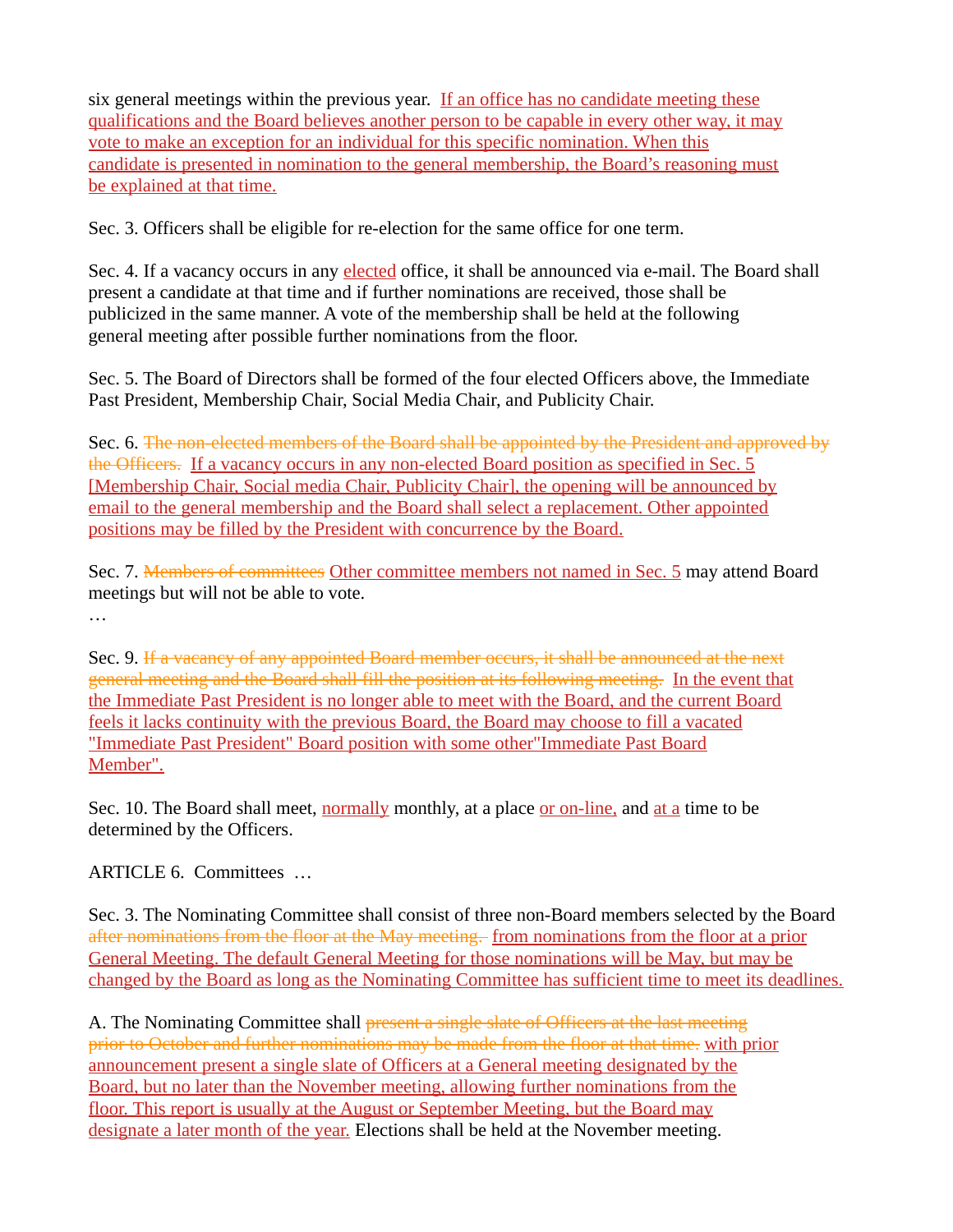six general meetings within the previous year. If an office has no candidate meeting these qualifications and the Board believes another person to be capable in every other way, it may vote to make an exception for an individual for this specific nomination. When this candidate is presented in nomination to the general membership, the Board's reasoning must be explained at that time.

Sec. 3. Officers shall be eligible for re-election for the same office for one term.

Sec. 4. If a vacancy occurs in any elected office, it shall be announced via e-mail. The Board shall present a candidate at that time and if further nominations are received, those shall be publicized in the same manner. A vote of the membership shall be held at the following general meeting after possible further nominations from the floor.

Sec. 5. The Board of Directors shall be formed of the four elected Officers above, the Immediate Past President, Membership Chair, Social Media Chair, and Publicity Chair.

Sec. 6. ~~The non-elected members of the Board shall be appointed by the President and approved by the Officers.~~ If a vacancy occurs in any non-elected Board position as specified in Sec. 5 [Membership Chair, Social media Chair, Publicity Chair], the opening will be announced by email to the general membership and the Board shall select a replacement. Other appointed positions may be filled by the President with concurrence by the Board.

Sec. 7. ~~Members of committees~~ Other committee members not named in Sec. 5 may attend Board meetings but will not be able to vote.

…

Sec. 9. ~~If a vacancy of any appointed Board member occurs, it shall be announced at the next general meeting and the Board shall fill the position at its following meeting.~~ In the event that the Immediate Past President is no longer able to meet with the Board, and the current Board feels it lacks continuity with the previous Board, the Board may choose to fill a vacated "Immediate Past President" Board position with some other"Immediate Past Board Member".

Sec. 10. The Board shall meet, normally monthly, at a place or on-line, and at a time to be determined by the Officers.

ARTICLE 6. Committees …

Sec. 3. The Nominating Committee shall consist of three non-Board members selected by the Board ~~after nominations from the floor at the May meeting.~~ from nominations from the floor at a prior General Meeting. The default General Meeting for those nominations will be May, but may be changed by the Board as long as the Nominating Committee has sufficient time to meet its deadlines.

A. The Nominating Committee shall ~~present a single slate of Officers at the last meeting prior to October and further nominations may be made from the floor at that time.~~ with prior announcement present a single slate of Officers at a General meeting designated by the Board, but no later than the November meeting, allowing further nominations from the floor. This report is usually at the August or September Meeting, but the Board may designate a later month of the year. Elections shall be held at the November meeting.